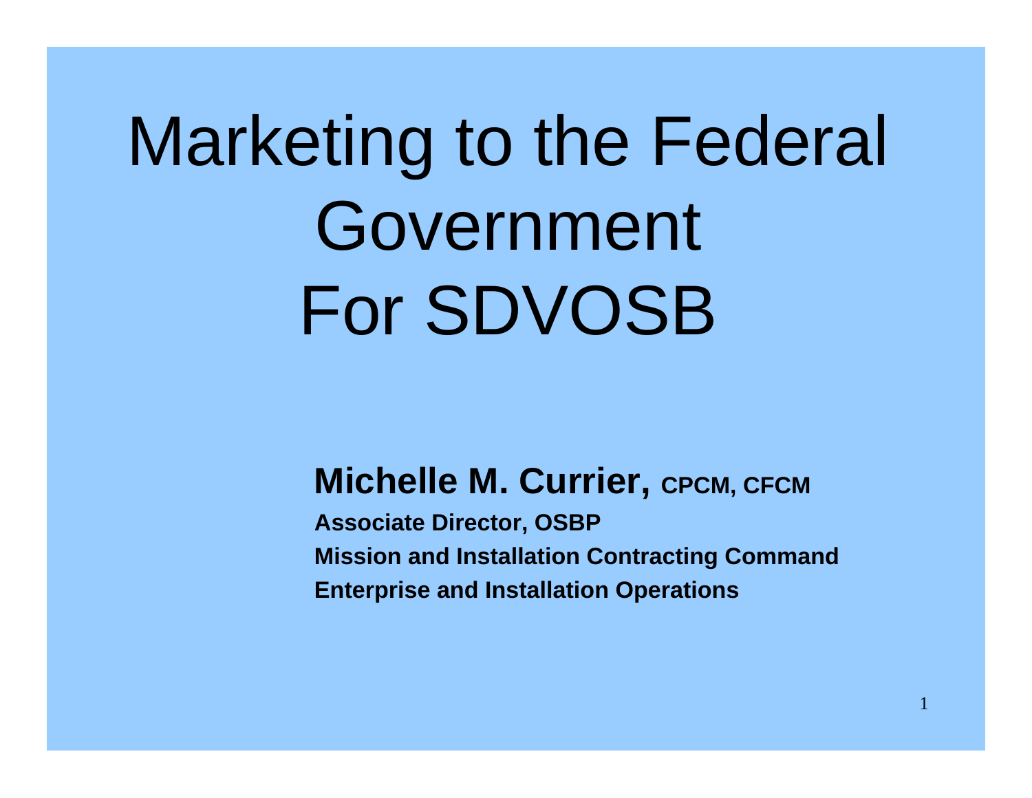# Marketing to the Federal Government For SDVOSB

**Michelle M. Currier, CPCM, CFCM**

**Associate Director, OSBP**

**Mission and Installation Contracting Command**

**Enterprise and Installation Operations**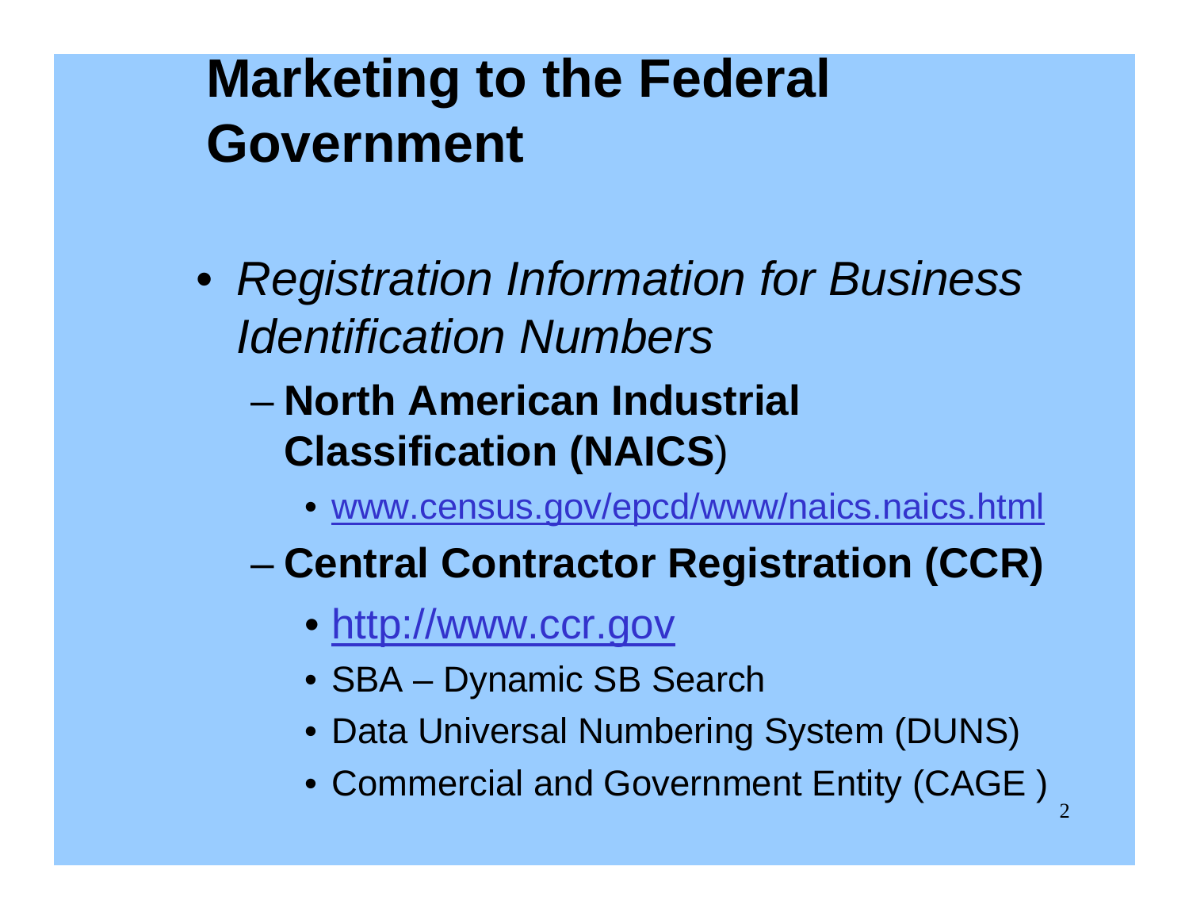# Marketing to the Federal Government

- *Registration Information for Business Identification Numbers*
  - **North American Industrial Classification (NAICS**)
    - www.census.gov/epcd/www/naics.naics.html
  - **Central Contractor Registration (CCR)**
    - http://www.ccr.gov
    - SBA – Dynamic SB Search
    - Data Universal Numbering System (DUNS)
    - Commercial and Government Entity (CAGE )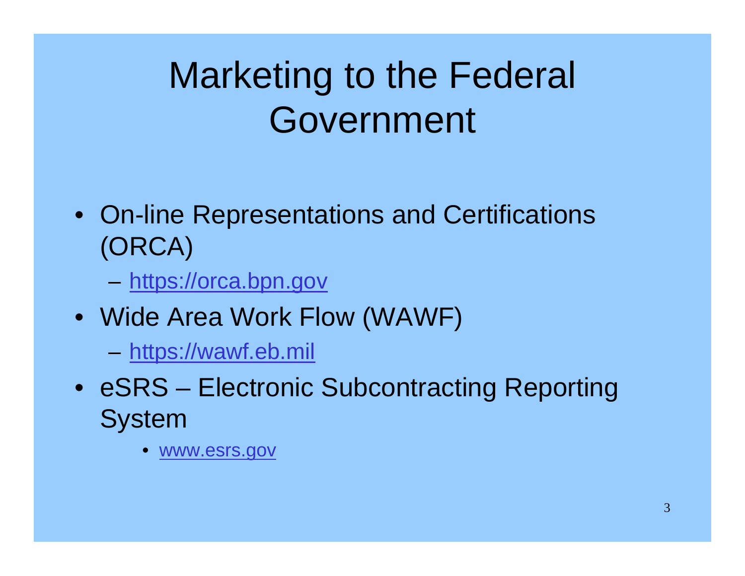# Marketing to the Federal Government

- On-line Representations and Certifications (ORCA)
  - https://orca.bpn.gov
- Wide Area Work Flow (WAWF)
  - https://wawf.eb.mil
- eSRS – Electronic Subcontracting Reporting System
  - www.esrs.gov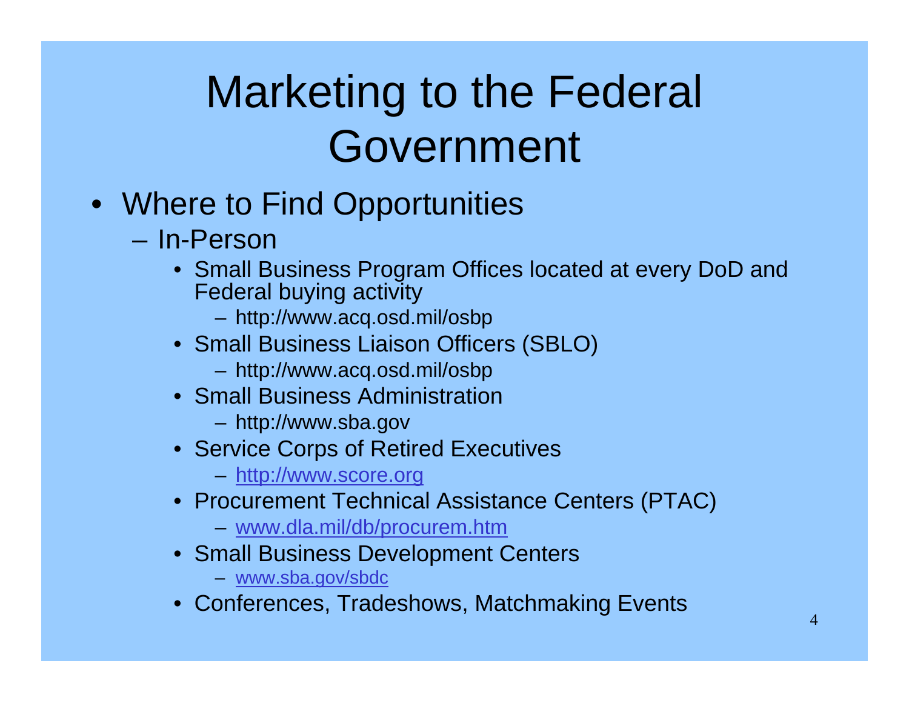# Marketing to the Federal Government

- Where to Find Opportunities
  - In-Person
    - Small Business Program Offices located at every DoD and Federal buying activity
      - http://www.acq.osd.mil/osbp
    - Small Business Liaison Officers (SBLO)
      - http://www.acq.osd.mil/osbp
    - Small Business Administration
      - http://www.sba.gov
    - Service Corps of Retired Executives
      - http://www.score.org
    - Procurement Technical Assistance Centers (PTAC)
      - www.dla.mil/db/procurem.htm
    - Small Business Development Centers
      - www.sba.gov/sbdc
    - Conferences, Tradeshows, Matchmaking Events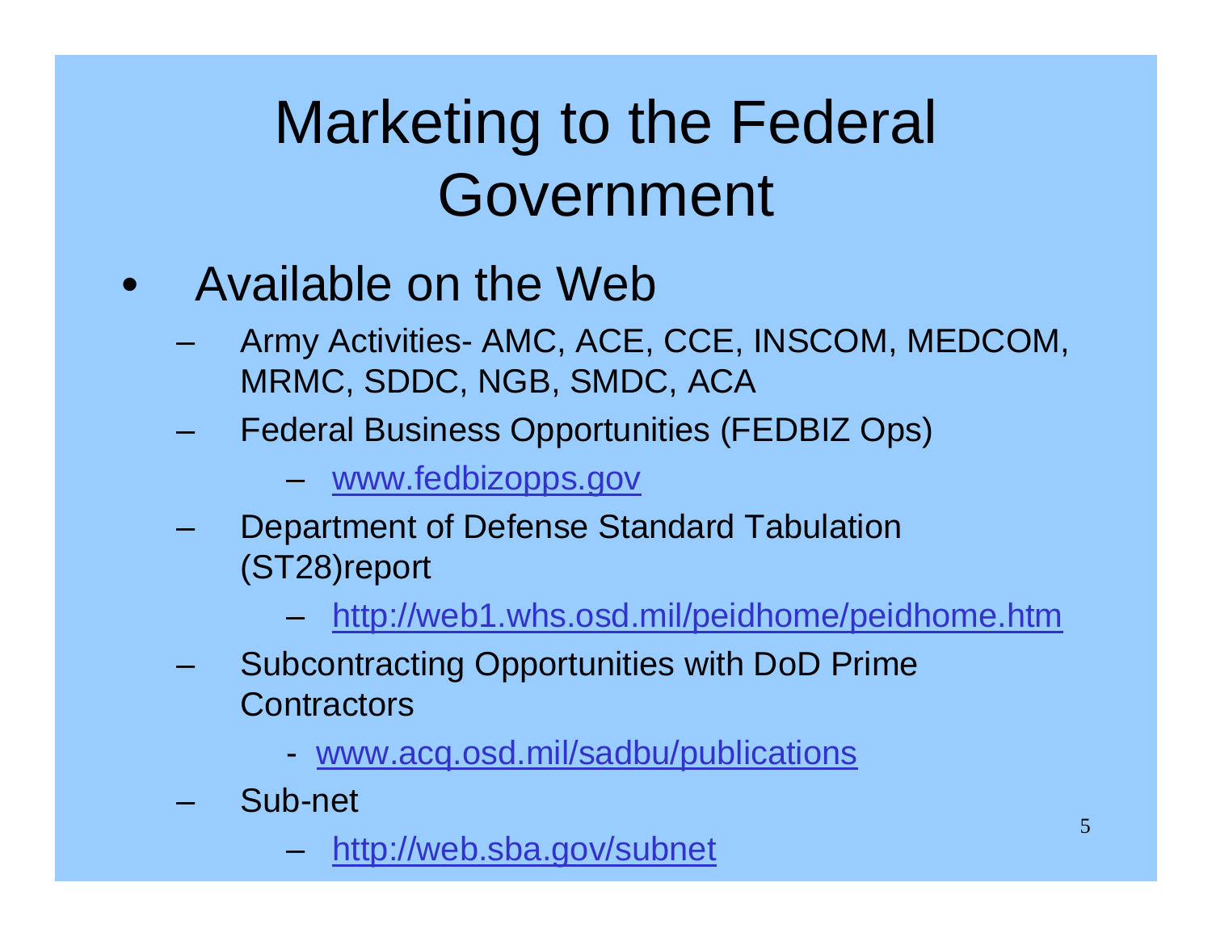# Marketing to the Federal Government

- Available on the Web
  - Army Activities- AMC, ACE, CCE, INSCOM, MEDCOM, MRMC, SDDC, NGB, SMDC, ACA
  - Federal Business Opportunities (FEDBIZ Ops)
    - www.fedbizopps.gov
  - Department of Defense Standard Tabulation (ST28)report
    - http://web1.whs.osd.mil/peidhome/peidhome.htm
  - Subcontracting Opportunities with DoD Prime Contractors
    - www.acq.osd.mil/sadbu/publications
  - Sub-net
    - http://web.sba.gov/subnet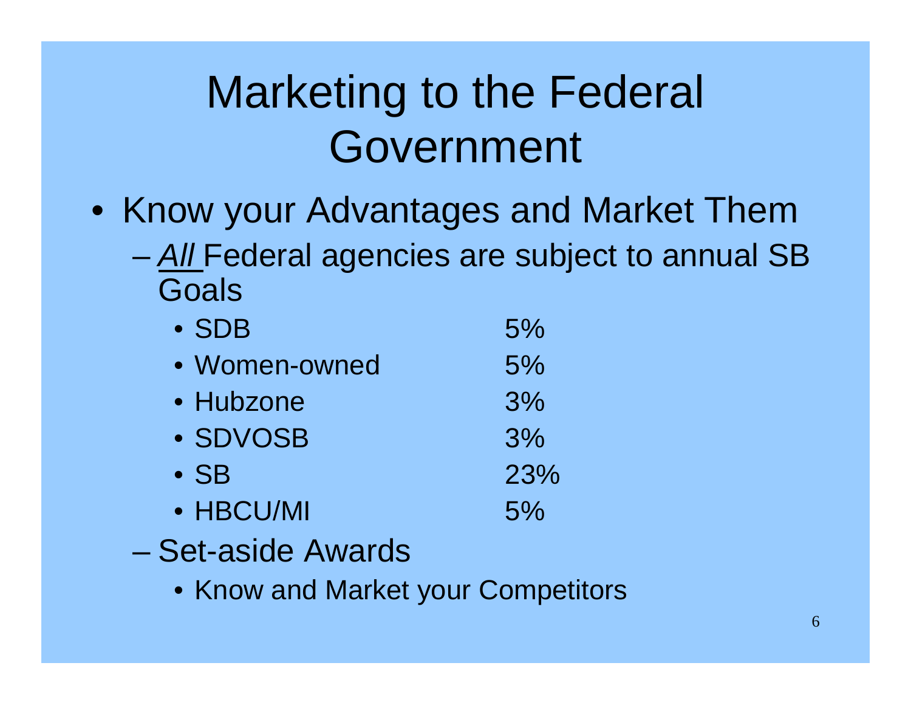# Marketing to the Federal Government

- Know your Advantages and Market Them
  - *<u>All</u>* Federal agencies are subject to annual SB Goals
    - SDB 5%
    - Women-owned 5%
    - Hubzone 3%
    - SDVOSB 3%
    - SB 23%
    - HBCU/MI 5%
  - Set-aside Awards
    - Know and Market your Competitors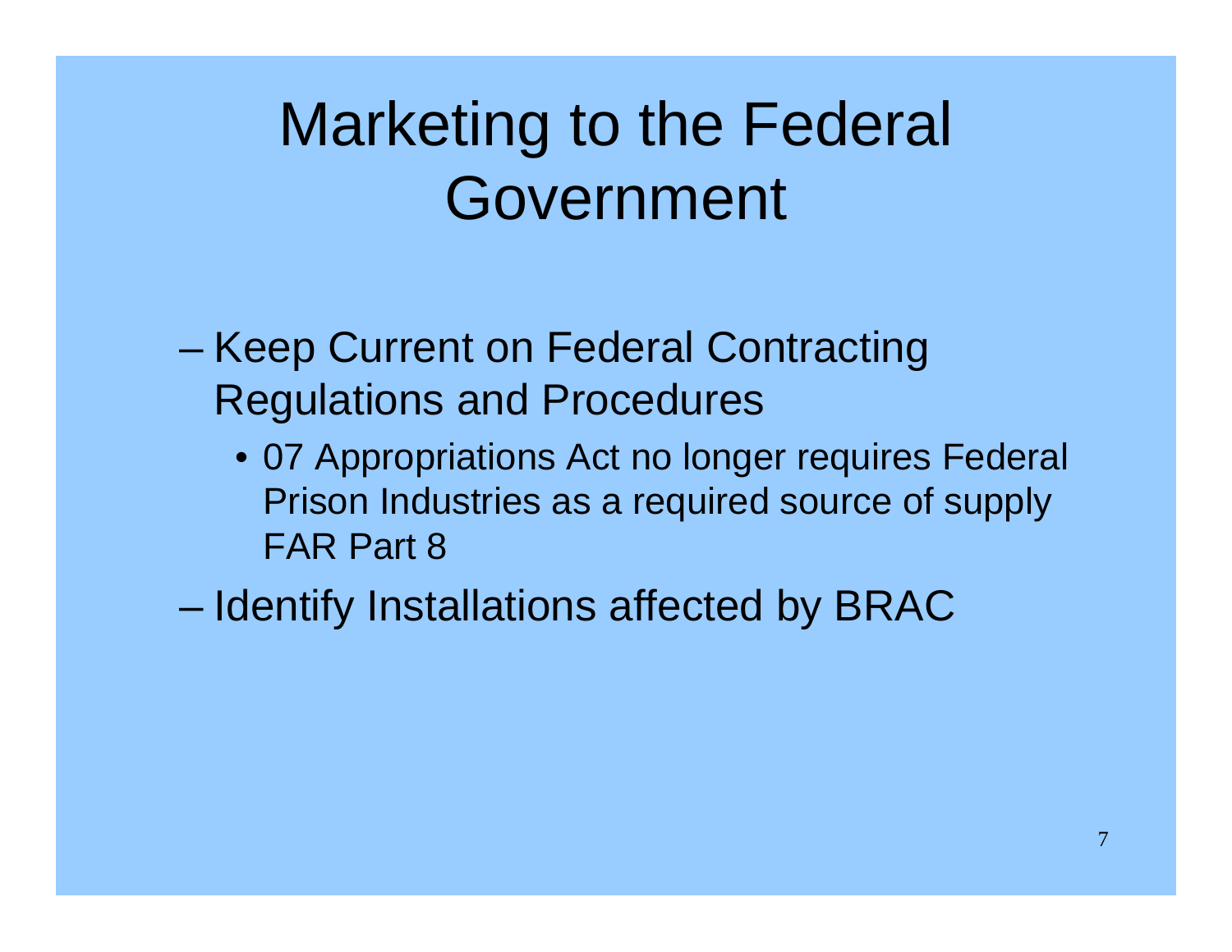# Marketing to the Federal Government

- Keep Current on Federal Contracting Regulations and Procedures
  - 07 Appropriations Act no longer requires Federal Prison Industries as a required source of supply FAR Part 8
- Identify Installations affected by BRAC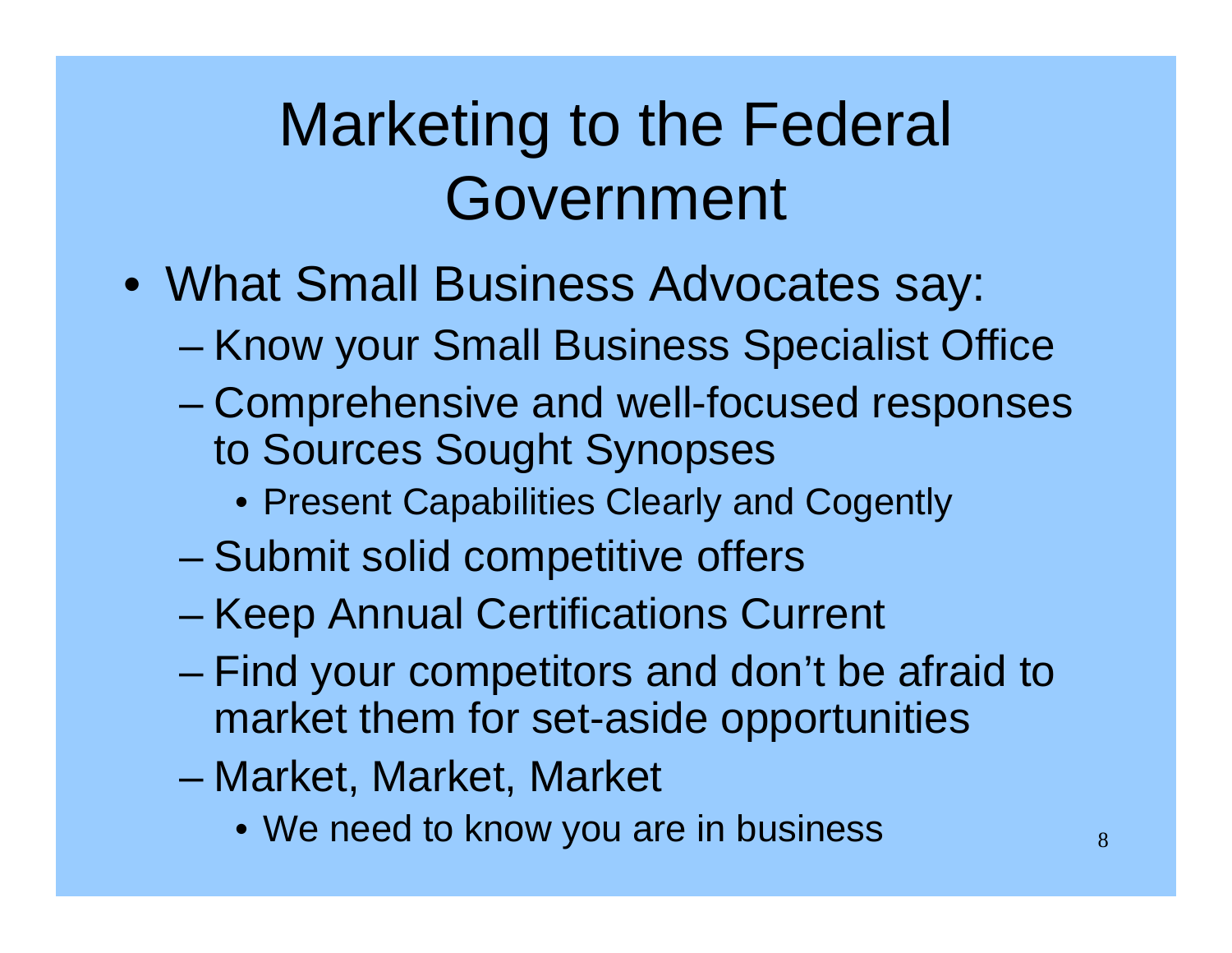# Marketing to the Federal Government

- What Small Business Advocates say:
  - Know your Small Business Specialist Office
  - Comprehensive and well-focused responses to Sources Sought Synopses
    - Present Capabilities Clearly and Cogently
  - Submit solid competitive offers
  - Keep Annual Certifications Current
  - Find your competitors and don't be afraid to market them for set-aside opportunities
  - Market, Market, Market
    - We need to know you are in business